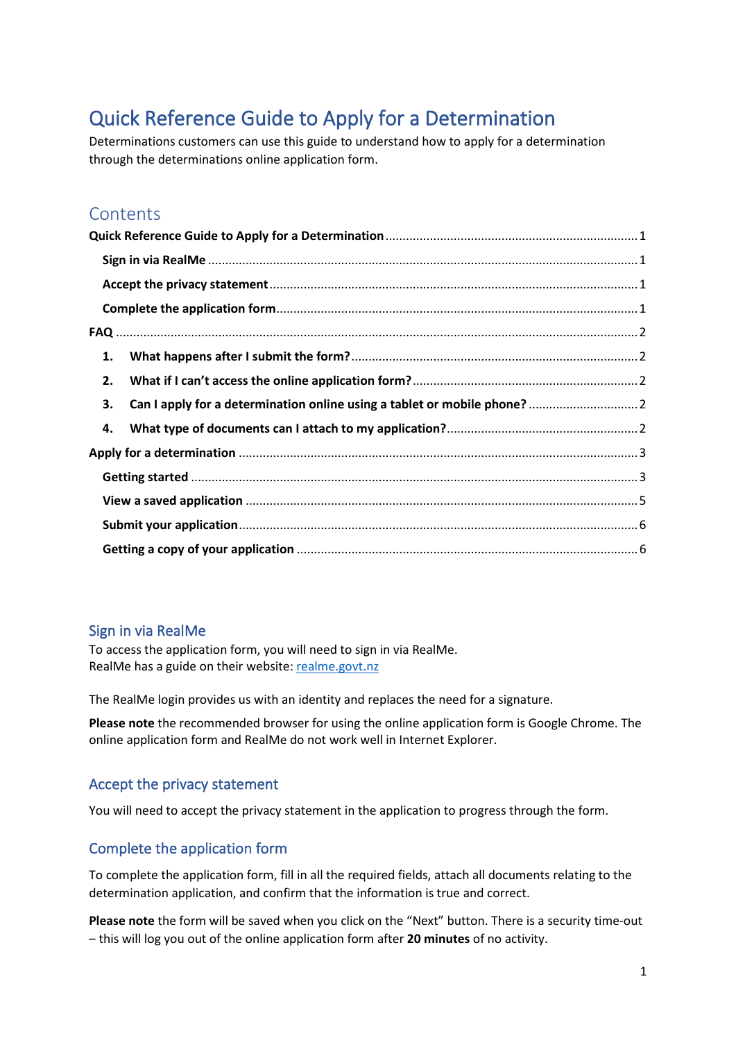# Quick Reference Guide to Apply for a Determination

Determinations customers can use this guide to understand how to apply for a determination through the determinations online application form.

## Contents

**Quick Reference Guide to Apply for a Determination** ..... 1

- **Sign in via RealMe** ..... 1
- **Accept the privacy statement** ..... 1
- **Complete the application form** ..... 1

**FAQ** ..... 2

1. **What happens after I submit the form?** ..... 2
2. **What if I can't access the online application form?** ..... 2
3. **Can I apply for a determination online using a tablet or mobile phone?** ..... 2
4. **What type of documents can I attach to my application?** ..... 2

**Apply for a determination** ..... 3

- **Getting started** ..... 3
- **View a saved application** ..... 5
- **Submit your application** ..... 6
- **Getting a copy of your application** ..... 6

### Sign in via RealMe

To access the application form, you will need to sign in via RealMe.
RealMe has a guide on their website: realme.govt.nz

The RealMe login provides us with an identity and replaces the need for a signature.

**Please note** the recommended browser for using the online application form is Google Chrome. The online application form and RealMe do not work well in Internet Explorer.

### Accept the privacy statement

You will need to accept the privacy statement in the application to progress through the form.

### Complete the application form

To complete the application form, fill in all the required fields, attach all documents relating to the determination application, and confirm that the information is true and correct.

**Please note** the form will be saved when you click on the "Next" button. There is a security time-out – this will log you out of the online application form after **20 minutes** of no activity.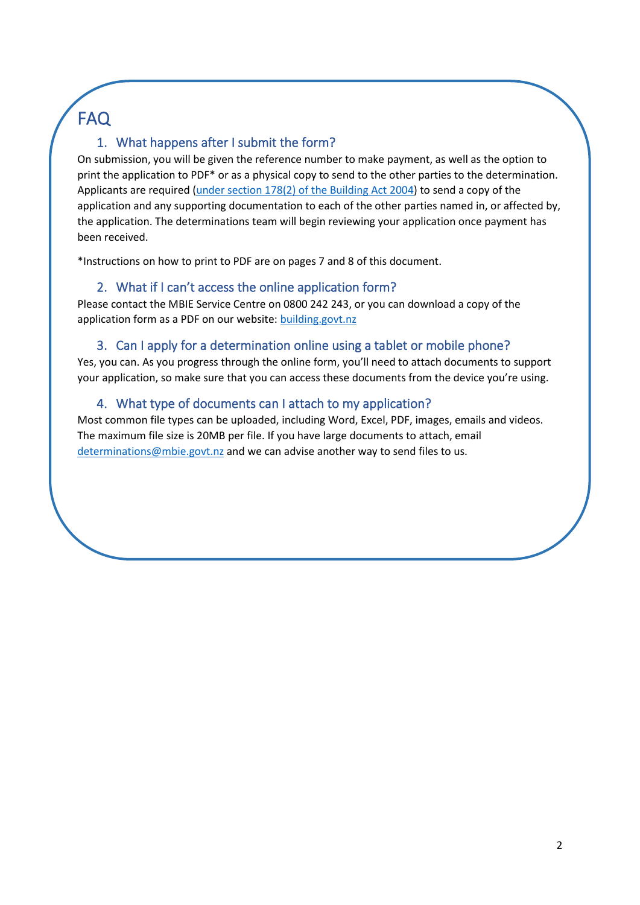# FAQ

## 1. What happens after I submit the form?

On submission, you will be given the reference number to make payment, as well as the option to print the application to PDF* or as a physical copy to send to the other parties to the determination. Applicants are required ([under section 178(2) of the Building Act 2004]()) to send a copy of the application and any supporting documentation to each of the other parties named in, or affected by, the application. The determinations team will begin reviewing your application once payment has been received.

*Instructions on how to print to PDF are on pages 7 and 8 of this document.

## 2. What if I can't access the online application form?

Please contact the MBIE Service Centre on 0800 242 243, or you can download a copy of the application form as a PDF on our website: [building.govt.nz]()

## 3. Can I apply for a determination online using a tablet or mobile phone?

Yes, you can. As you progress through the online form, you'll need to attach documents to support your application, so make sure that you can access these documents from the device you're using.

## 4. What type of documents can I attach to my application?

Most common file types can be uploaded, including Word, Excel, PDF, images, emails and videos. The maximum file size is 20MB per file. If you have large documents to attach, email [determinations@mbie.govt.nz]() and we can advise another way to send files to us.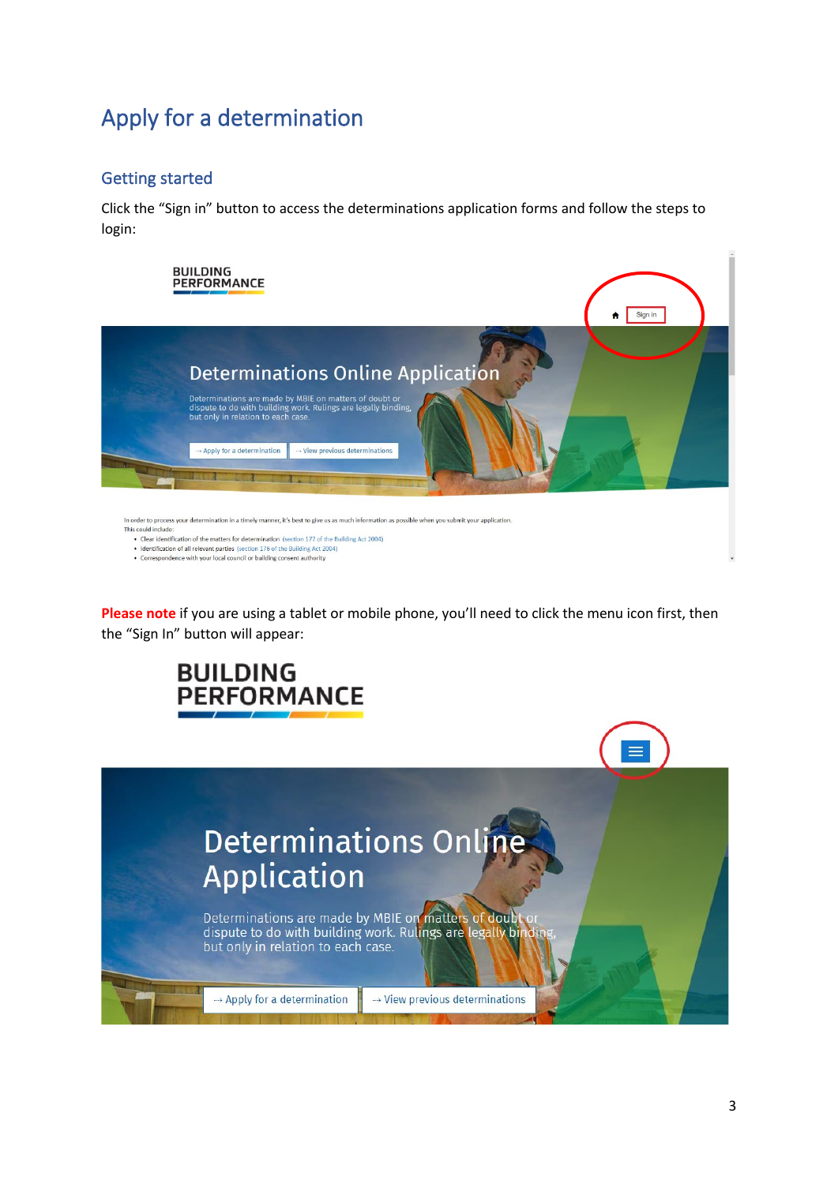# Apply for a determination

## Getting started

Click the "Sign in" button to access the determinations application forms and follow the steps to login:

**Please note** if you are using a tablet or mobile phone, you'll need to click the menu icon first, then the "Sign In" button will appear: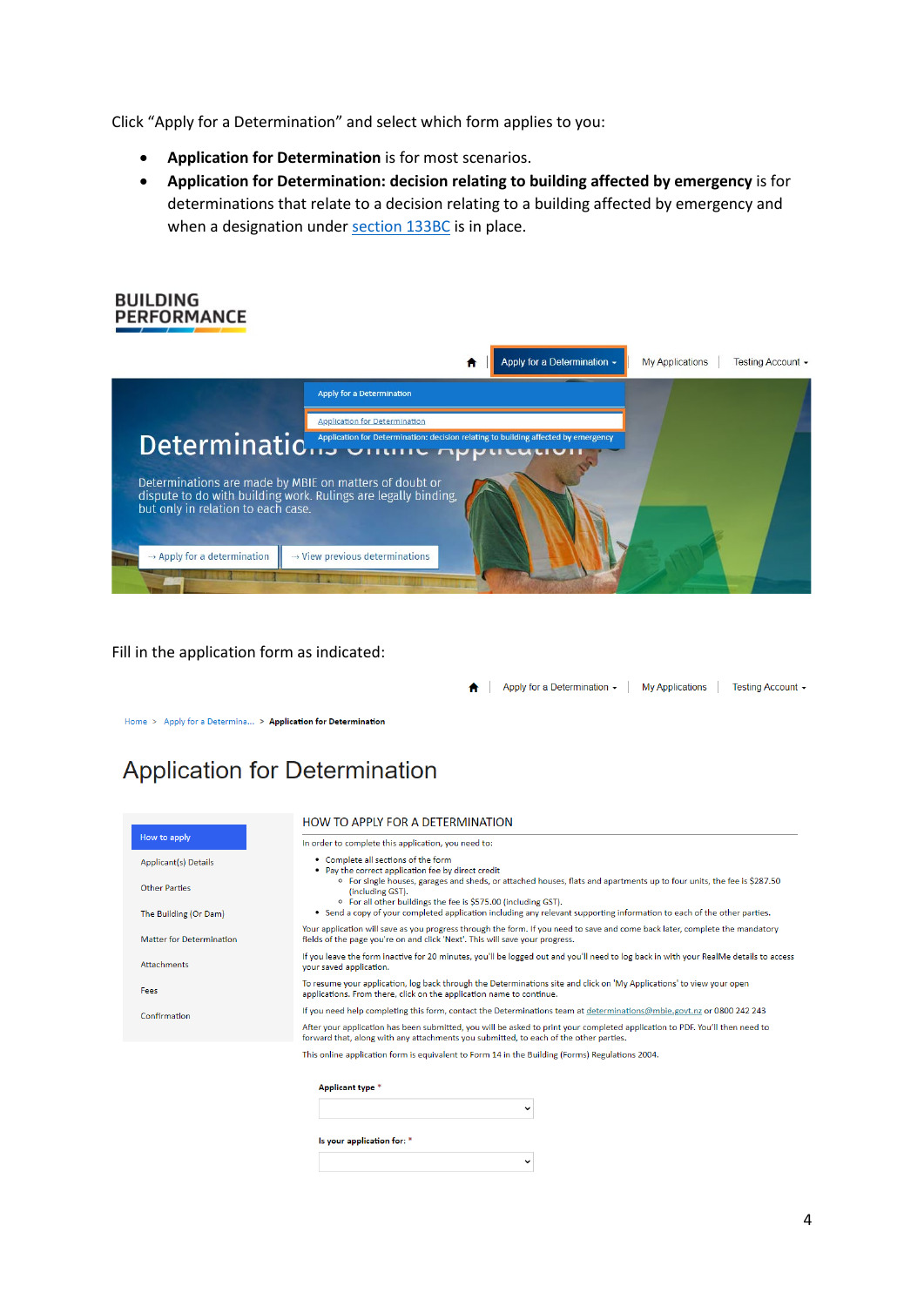Click "Apply for a Determination" and select which form applies to you:

- **Application for Determination** is for most scenarios.
- **Application for Determination: decision relating to building affected by emergency** is for determinations that relate to a decision relating to a building affected by emergency and when a designation under section 133BC is in place.

BUILDING PERFORMANCE

Apply for a Determination | My Applications | Testing Account

Apply for a Determination

Application for Determination

Application for Determination: decision relating to building affected by emergency

Determinations Online Application

Determinations are made by MBIE on matters of doubt or dispute to do with building work. Rulings are legally binding, but only in relation to each case.

→ Apply for a determination | → View previous determinations

Fill in the application form as indicated:

Apply for a Determination | My Applications | Testing Account

Home > Apply for a Determina... > Application for Determination

# Application for Determination

- How to apply
- Applicant(s) Details
- Other Parties
- The Building (Or Dam)
- Matter for Determination
- Attachments
- Fees
- Confirmation

HOW TO APPLY FOR A DETERMINATION

In order to complete this application, you need to:

- Complete all sections of the form
- Pay the correct application fee by direct credit
  - For single houses, garages and sheds, or attached houses, flats and apartments up to four units, the fee is $287.50 (including GST).
  - For all other buildings the fee is $575.00 (including GST).
- Send a copy of your completed application including any relevant supporting information to each of the other parties.

Your application will save as you progress through the form. If you need to save and come back later, complete the mandatory fields of the page you're on and click 'Next'. This will save your progress.

If you leave the form inactive for 20 minutes, you'll be logged out and you'll need to log back in with your RealMe details to access your saved application.

To resume your application, log back through the Determinations site and click on 'My Applications' to view your open applications. From there, click on the application name to continue.

If you need help completing this form, contact the Determinations team at determinations@mbie.govt.nz or 0800 242 243

After your application has been submitted, you will be asked to print your completed application to PDF. You'll then need to forward that, along with any attachments you submitted, to each of the other parties.

This online application form is equivalent to Form 14 in the Building (Forms) Regulations 2004.

Applicant type *

Is your application for: *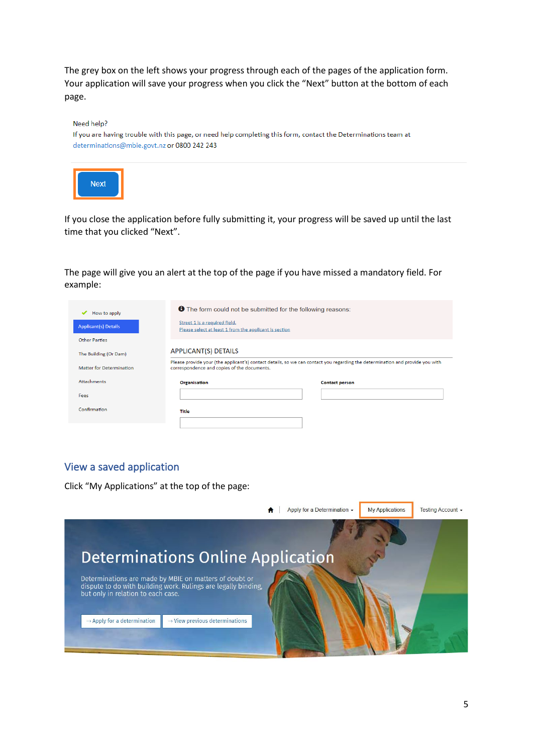The grey box on the left shows your progress through each of the pages of the application form. Your application will save your progress when you click the "Next" button at the bottom of each page.

Need help?
If you are having trouble with this page, or need help completing this form, contact the Determinations team at determinations@mbie.govt.nz or 0800 242 243

Next

If you close the application before fully submitting it, your progress will be saved up until the last time that you clicked "Next".

The page will give you an alert at the top of the page if you have missed a mandatory field. For example:

- How to apply
- Applicant(s) Details
- Other Parties
- The Building (Or Dam)
- Matter for Determination
- Attachments
- Fees
- Confirmation

The form could not be submitted for the following reasons:

Street 1 is a required field.
Please select at least 1 from the applicant Is section

APPLICANT(S) DETAILS

Please provide your (the applicant's) contact details, so we can contact you regarding the determination and provide you with correspondence and copies of the documents.

Organisation | Contact person | Title

## View a saved application

Click "My Applications" at the top of the page:

Apply for a Determination | My Applications | Testing Account

Determinations Online Application

Determinations are made by MBIE on matters of doubt or dispute to do with building work. Rulings are legally binding, but only in relation to each case.

→ Apply for a determination | → View previous determinations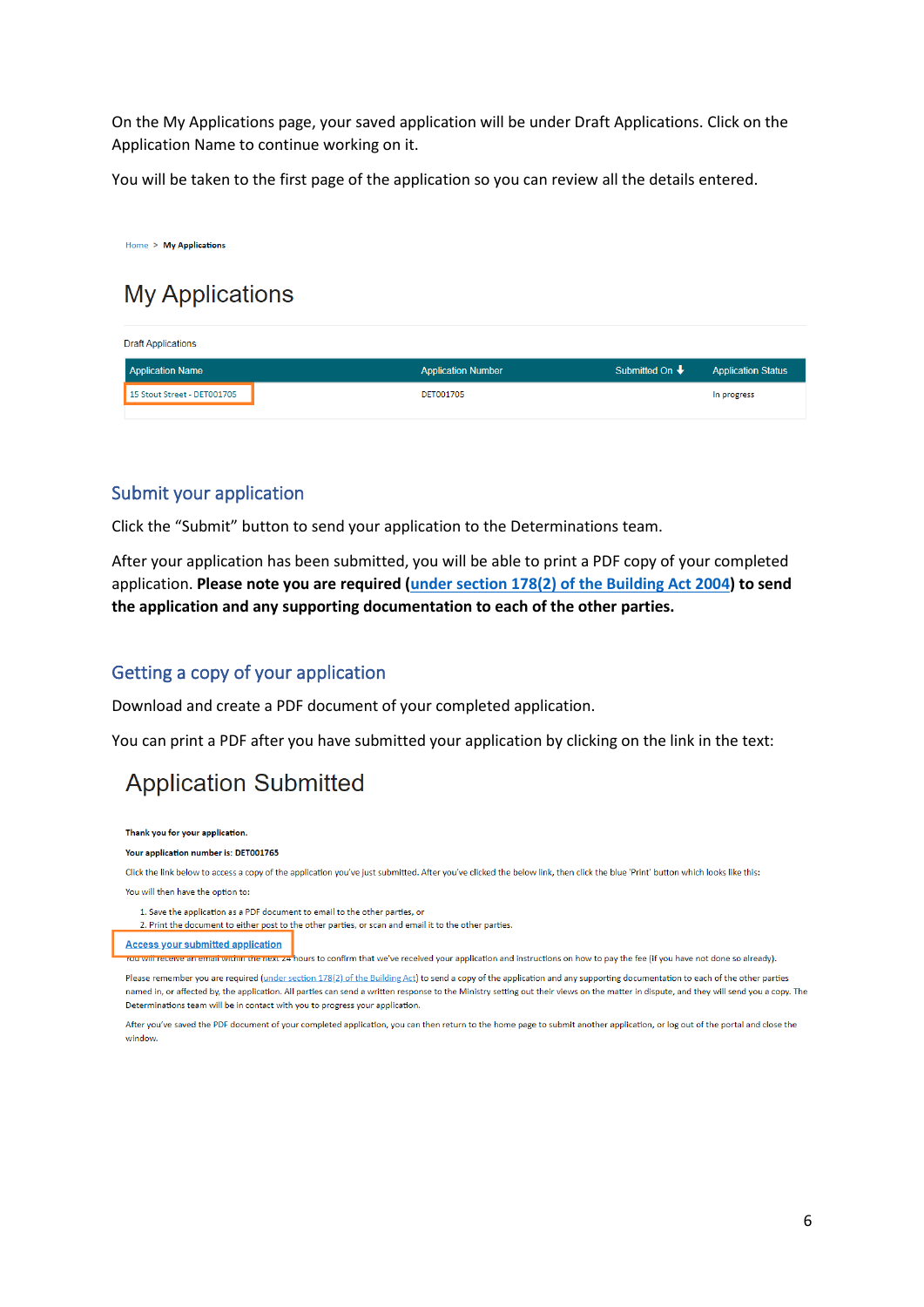On the My Applications page, your saved application will be under Draft Applications. Click on the Application Name to continue working on it.

You will be taken to the first page of the application so you can review all the details entered.

Home > **My Applications**

# My Applications

Draft Applications

| Application Name | Application Number | Submitted On | Application Status |
|---|---|---|---|
| 15 Stout Street - DET001705 | DET001705 | | In progress |

## Submit your application

Click the "Submit" button to send your application to the Determinations team.

After your application has been submitted, you will be able to print a PDF copy of your completed application. **Please note you are required (under section 178(2) of the Building Act 2004) to send the application and any supporting documentation to each of the other parties.**

## Getting a copy of your application

Download and create a PDF document of your completed application.

You can print a PDF after you have submitted your application by clicking on the link in the text:

# Application Submitted

**Thank you for your application.**

**Your application number is: DET001765**

Click the link below to access a copy of the application you've just submitted. After you've clicked the below link, then click the blue 'Print' button which looks like this:

You will then have the option to:

1. Save the application as a PDF document to email to the other parties, or
2. Print the document to either post to the other parties, or scan and email it to the other parties.

**Access your submitted application**

You will receive an email within the next 24 hours to confirm that we've received your application and instructions on how to pay the fee (if you have not done so already).

Please remember you are required (under section 178(2) of the Building Act) to send a copy of the application and any supporting documentation to each of the other parties named in, or affected by, the application. All parties can send a written response to the Ministry setting out their views on the matter in dispute, and they will send you a copy. The Determinations team will be in contact with you to progress your application.

After you've saved the PDF document of your completed application, you can then return to the home page to submit another application, or log out of the portal and close the window.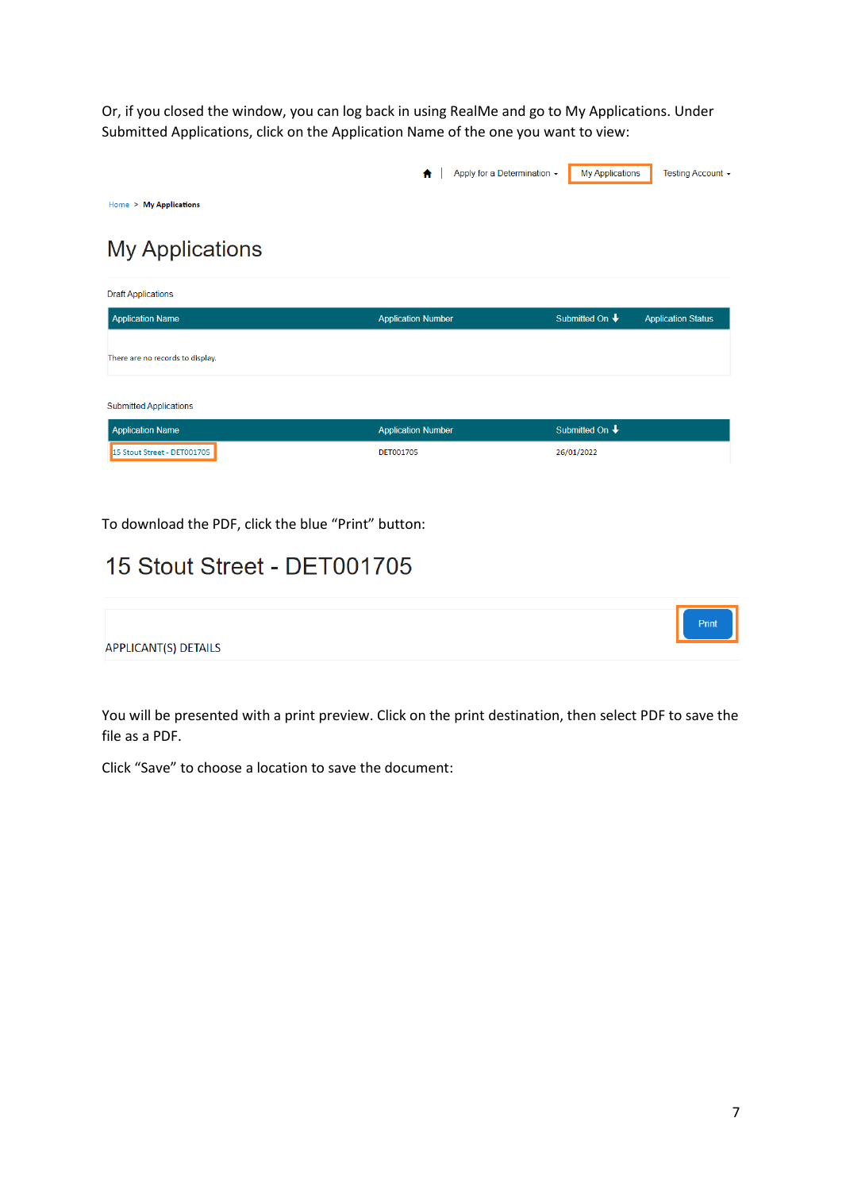Or, if you closed the window, you can log back in using RealMe and go to My Applications. Under Submitted Applications, click on the Application Name of the one you want to view:

Apply for a Determination | My Applications | Testing Account

Home > **My Applications**

# My Applications

Draft Applications

| Application Name | Application Number | Submitted On | Application Status |
|---|---|---|---|
| There are no records to display. | | | |

Submitted Applications

| Application Name | Application Number | Submitted On |
|---|---|---|
| 15 Stout Street - DET001705 | DET001705 | 26/01/2022 |

To download the PDF, click the blue "Print" button:

# 15 Stout Street - DET001705

Print

APPLICANT(S) DETAILS

You will be presented with a print preview. Click on the print destination, then select PDF to save the file as a PDF.

Click "Save" to choose a location to save the document: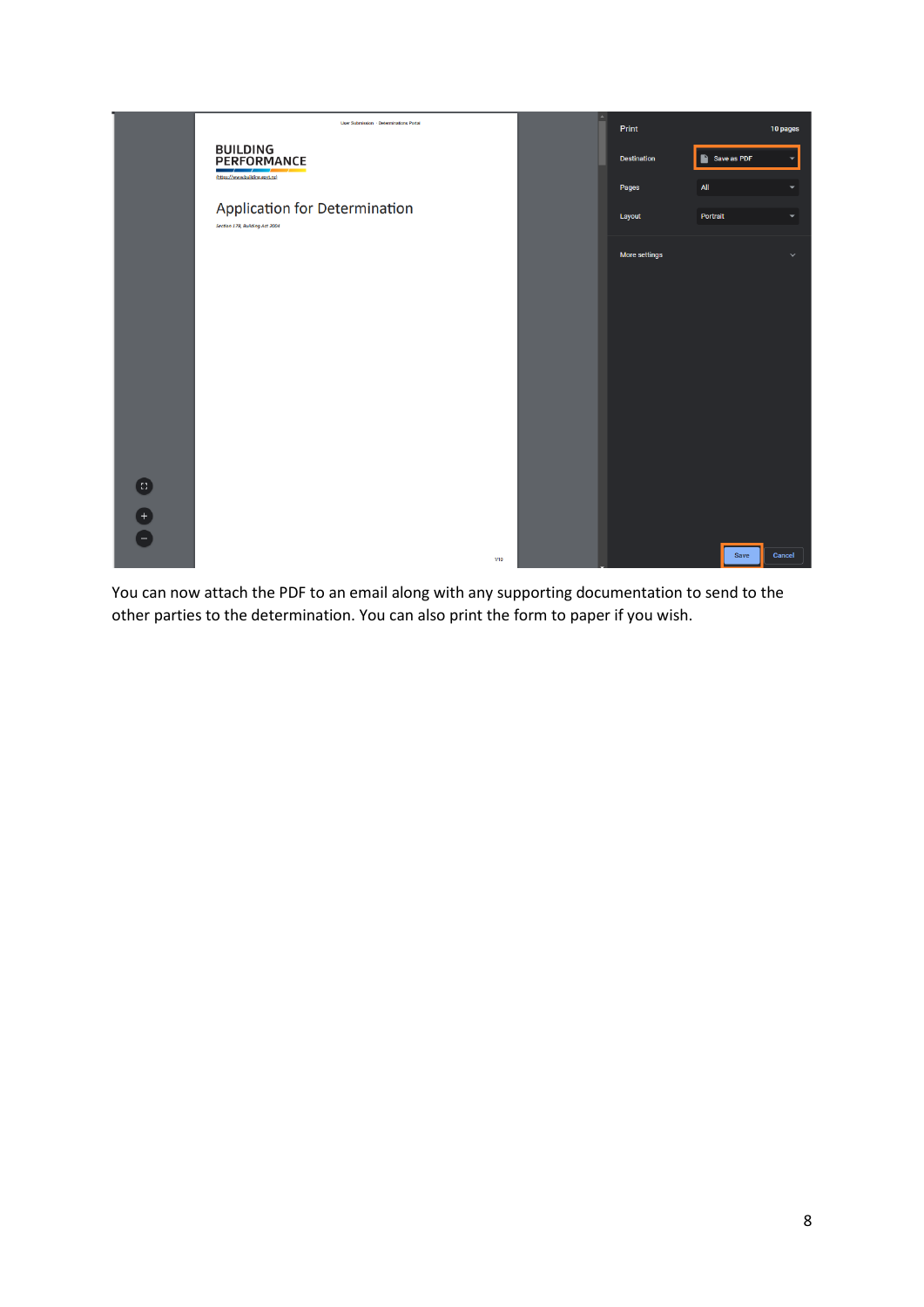You can now attach the PDF to an email along with any supporting documentation to send to the other parties to the determination. You can also print the form to paper if you wish.